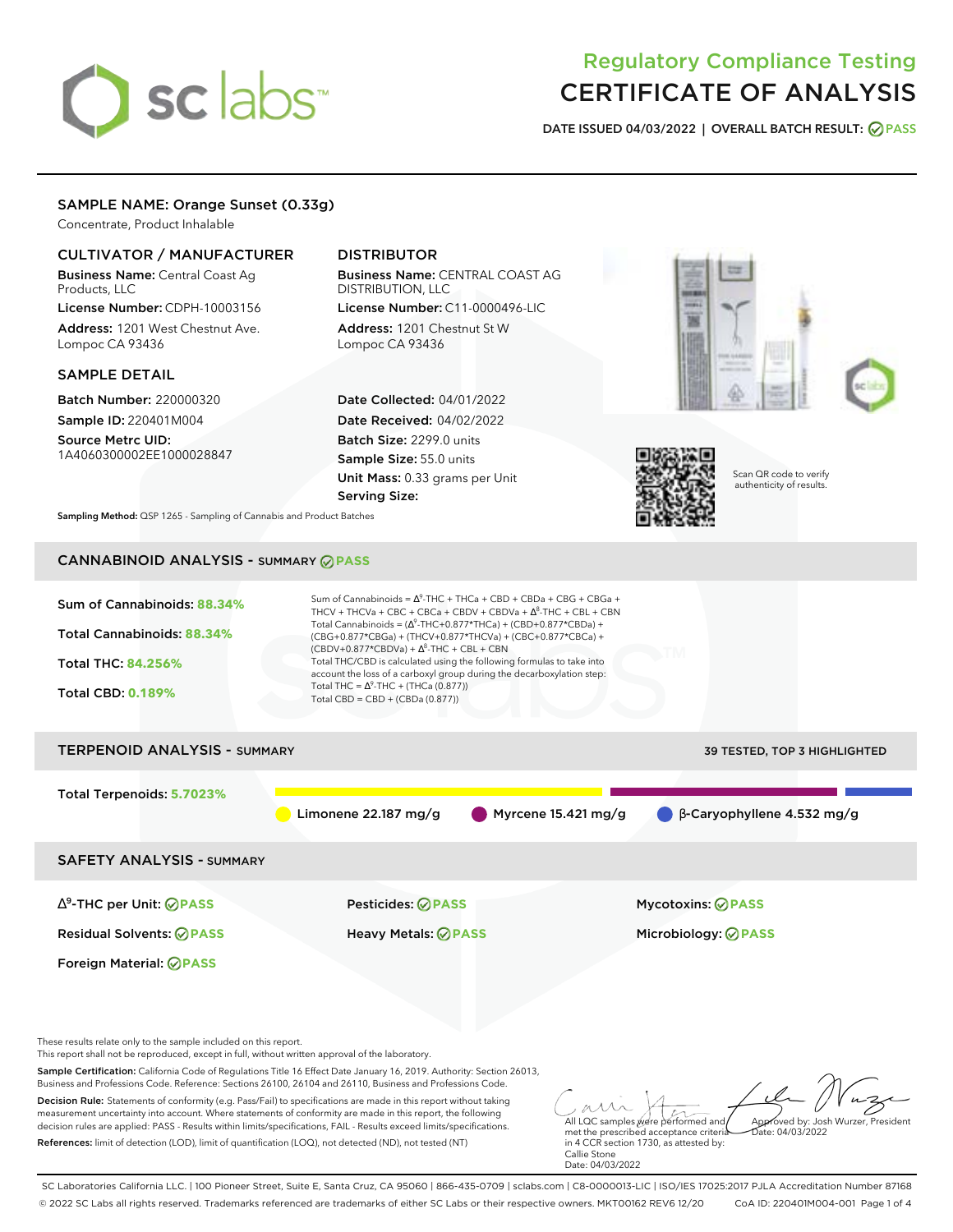# Regulatory Compliance Testing
# CERTIFICATE OF ANALYSIS

**DATE ISSUED 04/03/2022 | OVERALL BATCH RESULT: PASS**

## SAMPLE NAME: Orange Sunset (0.33g)

Concentrate, Product Inhalable

### CULTIVATOR / MANUFACTURER

**Business Name:** Central Coast Ag Products, LLC
**License Number:** CDPH-10003156
**Address:** 1201 West Chestnut Ave. Lompoc CA 93436

### DISTRIBUTOR

**Business Name:** CENTRAL COAST AG DISTRIBUTION, LLC
**License Number:** C11-0000496-LIC
**Address:** 1201 Chestnut St W Lompoc CA 93436

### SAMPLE DETAIL

**Batch Number:** 220000320
**Sample ID:** 220401M004
**Source Metrc UID:** 1A4060300002EE1000028847

**Date Collected:** 04/01/2022
**Date Received:** 04/02/2022
**Batch Size:** 2299.0 units
**Sample Size:** 55.0 units
**Unit Mass:** 0.33 grams per Unit
**Serving Size:**

Scan QR code to verify authenticity of results.

**Sampling Method:** QSP 1265 - Sampling of Cannabis and Product Batches

## CANNABINOID ANALYSIS - SUMMARY PASS

**Sum of Cannabinoids: 88.34%**
**Total Cannabinoids: 88.34%**
**Total THC: 84.256%**
**Total CBD: 0.189%**

Sum of Cannabinoids = $\Delta^9$-THC + THCa + CBD + CBDa + CBG + CBGa + THCV + THCVa + CBC + CBCa + CBDV + CBDVa + $\Delta^8$-THC + CBL + CBN
Total Cannabinoids = ($\Delta^9$-THC+0.877*THCa) + (CBD+0.877*CBDa) + (CBG+0.877*CBGa) + (THCV+0.877*THCVa) + (CBC+0.877*CBCa) + (CBDV+0.877*CBDVa) + $\Delta^8$-THC + CBL + CBN
Total THC/CBD is calculated using the following formulas to take into account the loss of a carboxyl group during the decarboxylation step:
Total THC = $\Delta^9$-THC + (THCa (0.877))
Total CBD = CBD + (CBDa (0.877))

## TERPENOID ANALYSIS - SUMMARY

39 TESTED, TOP 3 HIGHLIGHTED

**Total Terpenoids: 5.7023%**

Limonene 22.187 mg/g | Myrcene 15.421 mg/g | β-Caryophyllene 4.532 mg/g

## SAFETY ANALYSIS - SUMMARY

| | | |
|---|---|---|
| $\Delta^9$-THC per Unit: PASS | Pesticides: PASS | Mycotoxins: PASS |
| Residual Solvents: PASS | Heavy Metals: PASS | Microbiology: PASS |
| Foreign Material: PASS | | |

These results relate only to the sample included on this report.
This report shall not be reproduced, except in full, without written approval of the laboratory.

**Sample Certification:** California Code of Regulations Title 16 Effect Date January 16, 2019. Authority: Section 26013, Business and Professions Code. Reference: Sections 26100, 26104 and 26110, Business and Professions Code.

**Decision Rule:** Statements of conformity (e.g. Pass/Fail) to specifications are made in this report without taking measurement uncertainty into account. Where statements of conformity are made in this report, the following decision rules are applied: PASS - Results within limits/specifications, FAIL - Results exceed limits/specifications.

**References:** limit of detection (LOD), limit of quantification (LOQ), not detected (ND), not tested (NT)

All LQC samples were performed and met the prescribed acceptance criteria in 4 CCR section 1730, as attested by: Callie Stone
Date: 04/03/2022

Approved by: Josh Wurzer, President
Date: 04/03/2022

SC Laboratories California LLC. | 100 Pioneer Street, Suite E, Santa Cruz, CA 95060 | 866-435-0709 | sclabs.com | C8-0000013-LIC | ISO/IES 17025:2017 PJLA Accreditation Number 87168
© 2022 SC Labs all rights reserved. Trademarks referenced are trademarks of either SC Labs or their respective owners. MKT00162 REV6 12/20 CoA ID: 220401M004-001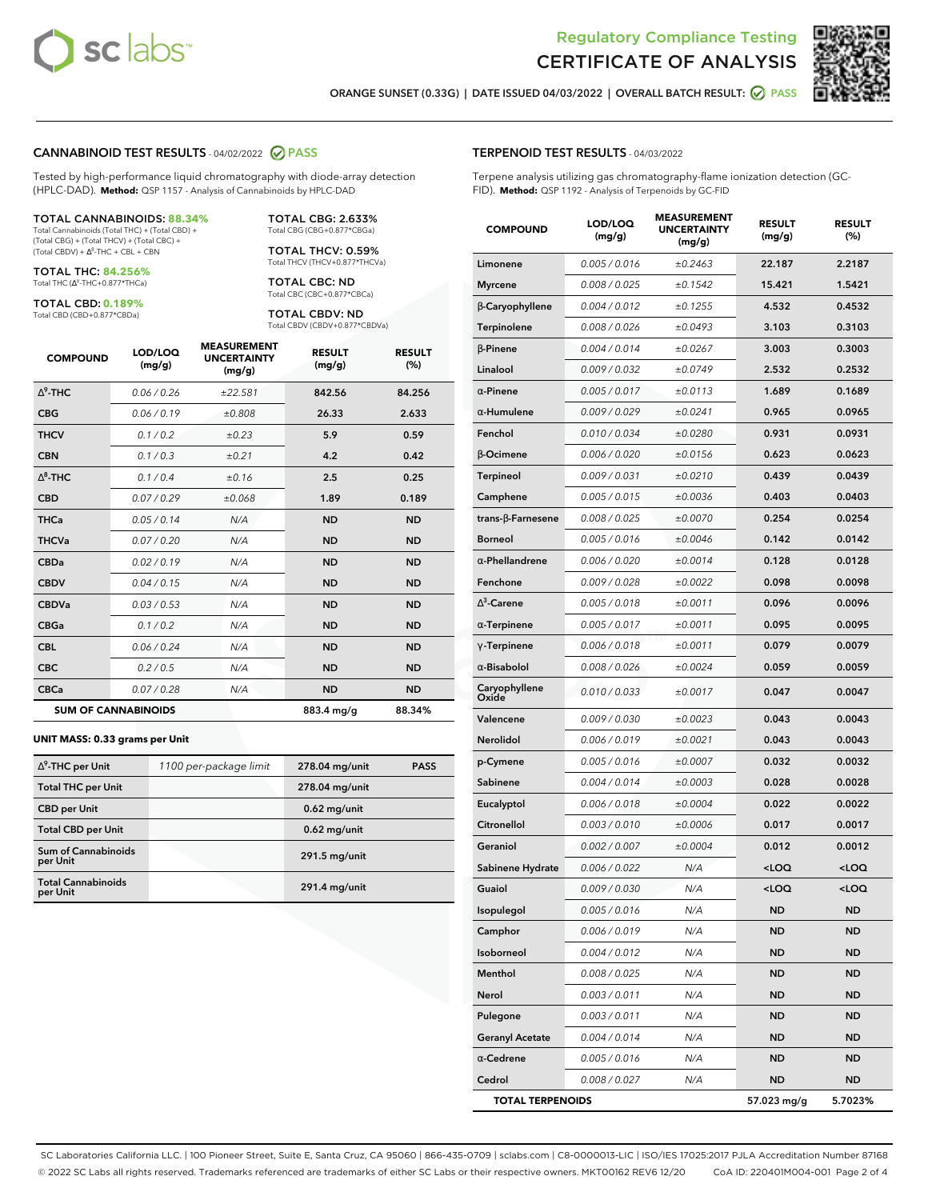# Regulatory Compliance Testing
# CERTIFICATE OF ANALYSIS

ORANGE SUNSET (0.33G) | DATE ISSUED 04/03/2022 | OVERALL BATCH RESULT: PASS

## CANNABINOID TEST RESULTS - 04/02/2022 PASS

Tested by high-performance liquid chromatography with diode-array detection (HPLC-DAD). **Method:** QSP 1157 - Analysis of Cannabinoids by HPLC-DAD

**TOTAL CANNABINOIDS: 88.34%**
Total Cannabinoids (Total THC) + (Total CBD) + (Total CBG) + (Total THCV) + (Total CBC) + (Total CBDV) + Δ⁸-THC + CBL + CBN

**TOTAL THC: 84.256%**
Total THC (Δ⁹-THC+0.877*THCa)

**TOTAL CBD: 0.189%**
Total CBD (CBD+0.877*CBDa)

**TOTAL CBG: 2.633%**
Total CBG (CBG+0.877*CBGa)

**TOTAL THCV: 0.59%**
Total THCV (THCV+0.877*THCVa)

**TOTAL CBC: ND**
Total CBC (CBC+0.877*CBCa)

**TOTAL CBDV: ND**
Total CBDV (CBDV+0.877*CBDVa)

| COMPOUND | LOD/LOQ (mg/g) | MEASUREMENT UNCERTAINTY (mg/g) | RESULT (mg/g) | RESULT (%) |
|---|---|---|---|---|
| Δ⁹-THC | 0.06 / 0.26 | ±22.581 | 842.56 | 84.256 |
| CBG | 0.06 / 0.19 | ±0.808 | 26.33 | 2.633 |
| THCV | 0.1 / 0.2 | ±0.23 | 5.9 | 0.59 |
| CBN | 0.1 / 0.3 | ±0.21 | 4.2 | 0.42 |
| Δ⁸-THC | 0.1 / 0.4 | ±0.16 | 2.5 | 0.25 |
| CBD | 0.07 / 0.29 | ±0.068 | 1.89 | 0.189 |
| THCa | 0.05 / 0.14 | N/A | ND | ND |
| THCVa | 0.07 / 0.20 | N/A | ND | ND |
| CBDa | 0.02 / 0.19 | N/A | ND | ND |
| CBDV | 0.04 / 0.15 | N/A | ND | ND |
| CBDVa | 0.03 / 0.53 | N/A | ND | ND |
| CBGa | 0.1 / 0.2 | N/A | ND | ND |
| CBL | 0.06 / 0.24 | N/A | ND | ND |
| CBC | 0.2 / 0.5 | N/A | ND | ND |
| CBCa | 0.07 / 0.28 | N/A | ND | ND |
| **SUM OF CANNABINOIDS** | | | 883.4 mg/g | 88.34% |

**UNIT MASS: 0.33 grams per Unit**

| | | | |
|---|---|---|---|
| Δ⁹-THC per Unit | 1100 per-package limit | 278.04 mg/unit | PASS |
| Total THC per Unit | | 278.04 mg/unit | |
| CBD per Unit | | 0.62 mg/unit | |
| Total CBD per Unit | | 0.62 mg/unit | |
| Sum of Cannabinoids per Unit | | 291.5 mg/unit | |
| Total Cannabinoids per Unit | | 291.4 mg/unit | |

## TERPENOID TEST RESULTS - 04/03/2022

Terpene analysis utilizing gas chromatography-flame ionization detection (GC-FID). **Method:** QSP 1192 - Analysis of Terpenoids by GC-FID

| COMPOUND | LOD/LOQ (mg/g) | MEASUREMENT UNCERTAINTY (mg/g) | RESULT (mg/g) | RESULT (%) |
|---|---|---|---|---|
| Limonene | 0.005 / 0.016 | ±0.2463 | 22.187 | 2.2187 |
| Myrcene | 0.008 / 0.025 | ±0.1542 | 15.421 | 1.5421 |
| β-Caryophyllene | 0.004 / 0.012 | ±0.1255 | 4.532 | 0.4532 |
| Terpinolene | 0.008 / 0.026 | ±0.0493 | 3.103 | 0.3103 |
| β-Pinene | 0.004 / 0.014 | ±0.0267 | 3.003 | 0.3003 |
| Linalool | 0.009 / 0.032 | ±0.0749 | 2.532 | 0.2532 |
| α-Pinene | 0.005 / 0.017 | ±0.0113 | 1.689 | 0.1689 |
| α-Humulene | 0.009 / 0.029 | ±0.0241 | 0.965 | 0.0965 |
| Fenchol | 0.010 / 0.034 | ±0.0280 | 0.931 | 0.0931 |
| β-Ocimene | 0.006 / 0.020 | ±0.0156 | 0.623 | 0.0623 |
| Terpineol | 0.009 / 0.031 | ±0.0210 | 0.439 | 0.0439 |
| Camphene | 0.005 / 0.015 | ±0.0036 | 0.403 | 0.0403 |
| trans-β-Farnesene | 0.008 / 0.025 | ±0.0070 | 0.254 | 0.0254 |
| Borneol | 0.005 / 0.016 | ±0.0046 | 0.142 | 0.0142 |
| α-Phellandrene | 0.006 / 0.020 | ±0.0014 | 0.128 | 0.0128 |
| Fenchone | 0.009 / 0.028 | ±0.0022 | 0.098 | 0.0098 |
| Δ³-Carene | 0.005 / 0.018 | ±0.0011 | 0.096 | 0.0096 |
| α-Terpinene | 0.005 / 0.017 | ±0.0011 | 0.095 | 0.0095 |
| γ-Terpinene | 0.006 / 0.018 | ±0.0011 | 0.079 | 0.0079 |
| α-Bisabolol | 0.008 / 0.026 | ±0.0024 | 0.059 | 0.0059 |
| Caryophyllene Oxide | 0.010 / 0.033 | ±0.0017 | 0.047 | 0.0047 |
| Valencene | 0.009 / 0.030 | ±0.0023 | 0.043 | 0.0043 |
| Nerolidol | 0.006 / 0.019 | ±0.0021 | 0.043 | 0.0043 |
| p-Cymene | 0.005 / 0.016 | ±0.0007 | 0.032 | 0.0032 |
| Sabinene | 0.004 / 0.014 | ±0.0003 | 0.028 | 0.0028 |
| Eucalyptol | 0.006 / 0.018 | ±0.0004 | 0.022 | 0.0022 |
| Citronellol | 0.003 / 0.010 | ±0.0006 | 0.017 | 0.0017 |
| Geraniol | 0.002 / 0.007 | ±0.0004 | 0.012 | 0.0012 |
| Sabinene Hydrate | 0.006 / 0.022 | N/A | <LOQ | <LOQ |
| Guaiol | 0.009 / 0.030 | N/A | <LOQ | <LOQ |
| Isopulegol | 0.005 / 0.016 | N/A | ND | ND |
| Camphor | 0.006 / 0.019 | N/A | ND | ND |
| Isoborneol | 0.004 / 0.012 | N/A | ND | ND |
| Menthol | 0.008 / 0.025 | N/A | ND | ND |
| Nerol | 0.003 / 0.011 | N/A | ND | ND |
| Pulegone | 0.003 / 0.011 | N/A | ND | ND |
| Geranyl Acetate | 0.004 / 0.014 | N/A | ND | ND |
| α-Cedrene | 0.005 / 0.016 | N/A | ND | ND |
| Cedrol | 0.008 / 0.027 | N/A | ND | ND |
| **TOTAL TERPENOIDS** | | | 57.023 mg/g | 5.7023% |

SC Laboratories California LLC. | 100 Pioneer Street, Suite E, Santa Cruz, CA 95060 | 866-435-0709 | sclabs.com | C8-0000013-LIC | ISO/IES 17025:2017 PJLA Accreditation Number 87168
© 2022 SC Labs all rights reserved. Trademarks referenced are trademarks of either SC Labs or their respective owners. MKT00162 REV6 12/20 CoA ID: 220401M004-001